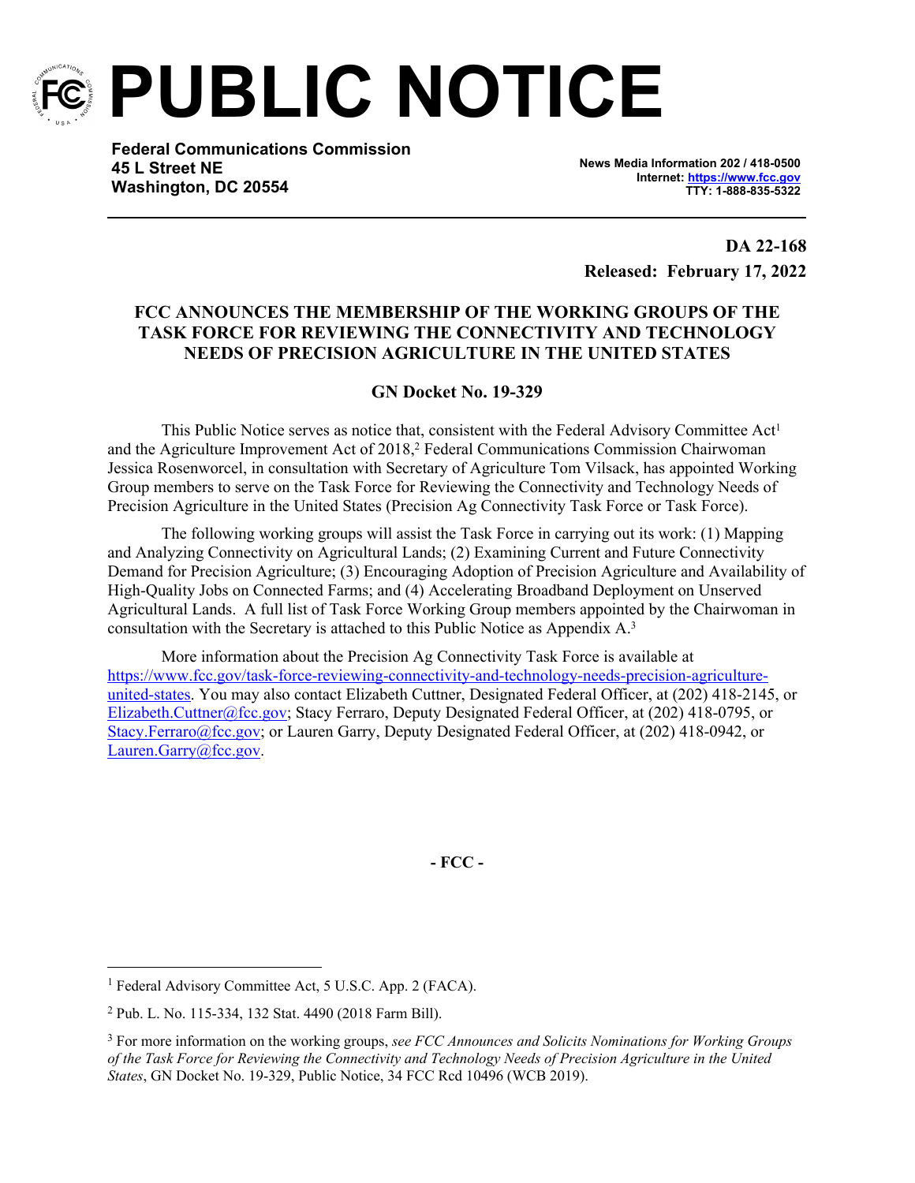# PUBLIC NOTICE

**Federal Communications Commission**
**45 L Street NE**
**Washington, DC 20554**

**News Media Information 202 / 418-0500**
**Internet: https://www.fcc.gov**
**TTY: 1-888-835-5322**

**DA 22-168**
**Released: February 17, 2022**

## FCC ANNOUNCES THE MEMBERSHIP OF THE WORKING GROUPS OF THE TASK FORCE FOR REVIEWING THE CONNECTIVITY AND TECHNOLOGY NEEDS OF PRECISION AGRICULTURE IN THE UNITED STATES

### GN Docket No. 19-329

This Public Notice serves as notice that, consistent with the Federal Advisory Committee Act[1] and the Agriculture Improvement Act of 2018,[2] Federal Communications Commission Chairwoman Jessica Rosenworcel, in consultation with Secretary of Agriculture Tom Vilsack, has appointed Working Group members to serve on the Task Force for Reviewing the Connectivity and Technology Needs of Precision Agriculture in the United States (Precision Ag Connectivity Task Force or Task Force).

The following working groups will assist the Task Force in carrying out its work: (1) Mapping and Analyzing Connectivity on Agricultural Lands; (2) Examining Current and Future Connectivity Demand for Precision Agriculture; (3) Encouraging Adoption of Precision Agriculture and Availability of High-Quality Jobs on Connected Farms; and (4) Accelerating Broadband Deployment on Unserved Agricultural Lands. A full list of Task Force Working Group members appointed by the Chairwoman in consultation with the Secretary is attached to this Public Notice as Appendix A.[3]

More information about the Precision Ag Connectivity Task Force is available at https://www.fcc.gov/task-force-reviewing-connectivity-and-technology-needs-precision-agriculture-united-states. You may also contact Elizabeth Cuttner, Designated Federal Officer, at (202) 418-2145, or Elizabeth.Cuttner@fcc.gov; Stacy Ferraro, Deputy Designated Federal Officer, at (202) 418-0795, or Stacy.Ferraro@fcc.gov; or Lauren Garry, Deputy Designated Federal Officer, at (202) 418-0942, or Lauren.Garry@fcc.gov.

**- FCC -**

---

[1] Federal Advisory Committee Act, 5 U.S.C. App. 2 (FACA).

[2] Pub. L. No. 115-334, 132 Stat. 4490 (2018 Farm Bill).

[3] For more information on the working groups, *see FCC Announces and Solicits Nominations for Working Groups of the Task Force for Reviewing the Connectivity and Technology Needs of Precision Agriculture in the United States*, GN Docket No. 19-329, Public Notice, 34 FCC Rcd 10496 (WCB 2019).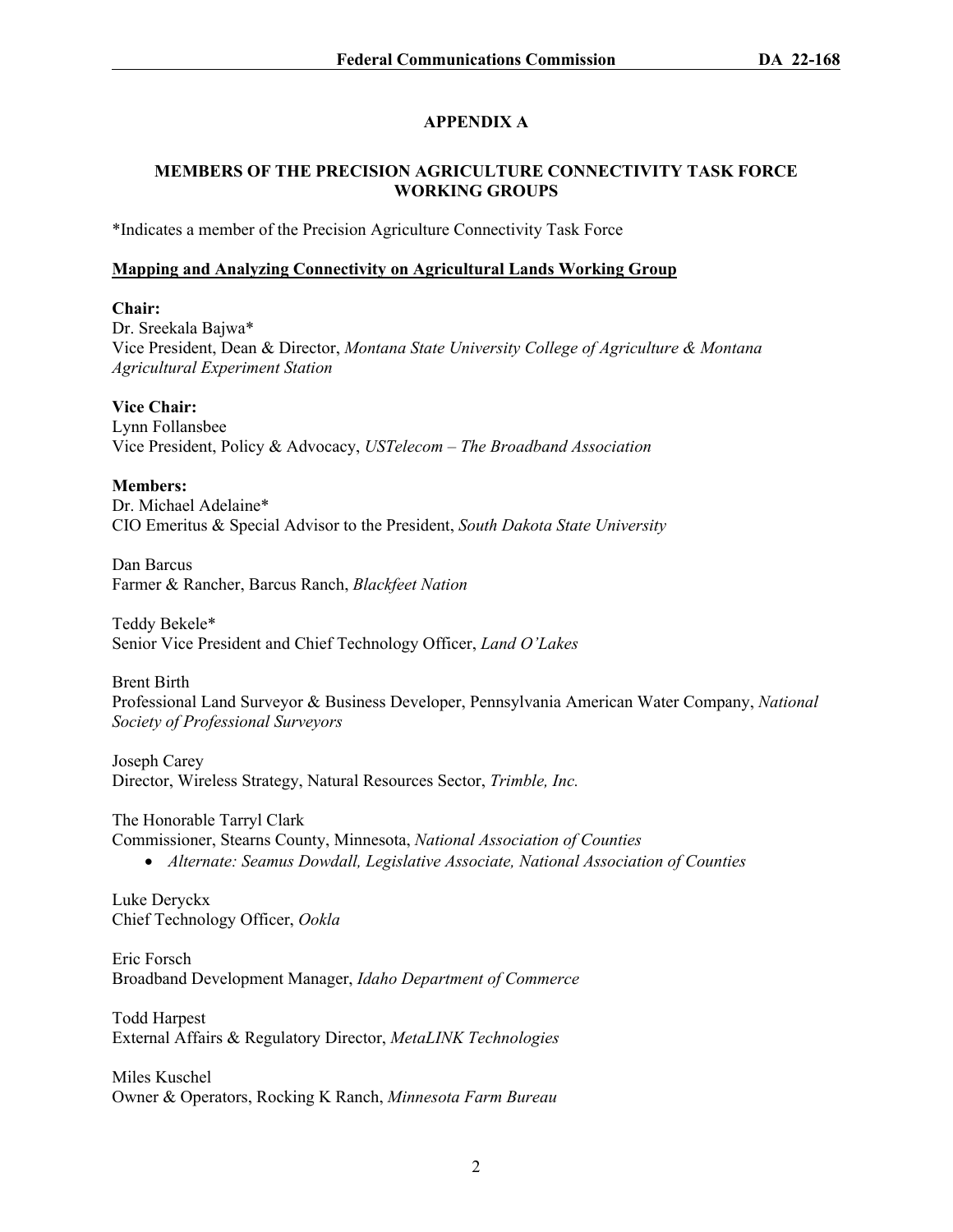# APPENDIX A

## MEMBERS OF THE PRECISION AGRICULTURE CONNECTIVITY TASK FORCE WORKING GROUPS

*Indicates a member of the Precision Agriculture Connectivity Task Force

### Mapping and Analyzing Connectivity on Agricultural Lands Working Group

**Chair:**
Dr. Sreekala Bajwa*
Vice President, Dean & Director, *Montana State University College of Agriculture & Montana Agricultural Experiment Station*

**Vice Chair:**
Lynn Follansbee
Vice President, Policy & Advocacy, *USTelecom – The Broadband Association*

**Members:**
Dr. Michael Adelaine*
CIO Emeritus & Special Advisor to the President, *South Dakota State University*

Dan Barcus
Farmer & Rancher, Barcus Ranch, *Blackfeet Nation*

Teddy Bekele*
Senior Vice President and Chief Technology Officer, *Land O'Lakes*

Brent Birth
Professional Land Surveyor & Business Developer, Pennsylvania American Water Company, *National Society of Professional Surveyors*

Joseph Carey
Director, Wireless Strategy, Natural Resources Sector, *Trimble, Inc.*

The Honorable Tarryl Clark
Commissioner, Stearns County, Minnesota, *National Association of Counties*

- *Alternate: Seamus Dowdall, Legislative Associate, National Association of Counties*

Luke Deryckx
Chief Technology Officer, *Ookla*

Eric Forsch
Broadband Development Manager, *Idaho Department of Commerce*

Todd Harpest
External Affairs & Regulatory Director, *MetaLINK Technologies*

Miles Kuschel
Owner & Operators, Rocking K Ranch, *Minnesota Farm Bureau*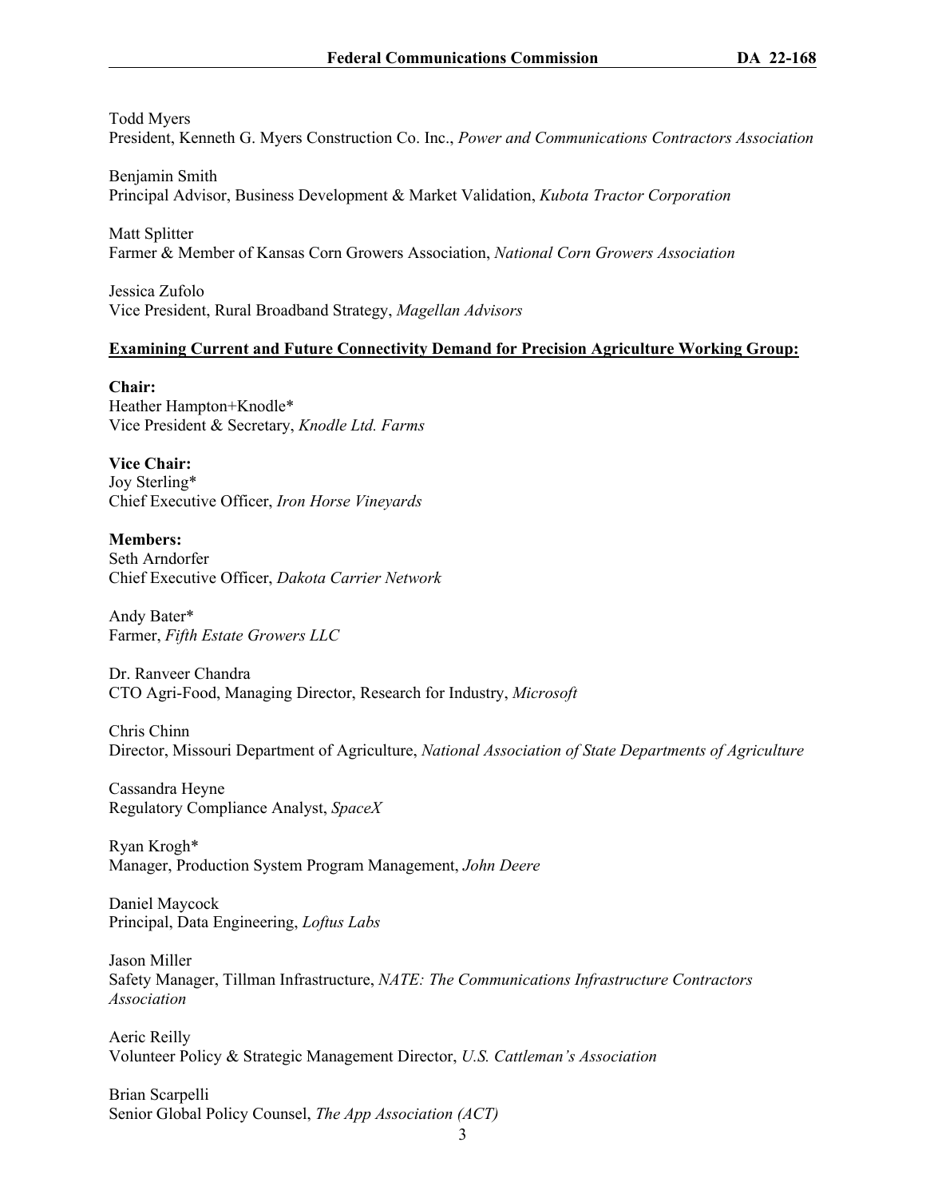Todd Myers
President, Kenneth G. Myers Construction Co. Inc., *Power and Communications Contractors Association*

Benjamin Smith
Principal Advisor, Business Development & Market Validation, *Kubota Tractor Corporation*

Matt Splitter
Farmer & Member of Kansas Corn Growers Association, *National Corn Growers Association*

Jessica Zufolo
Vice President, Rural Broadband Strategy, *Magellan Advisors*

**Examining Current and Future Connectivity Demand for Precision Agriculture Working Group:**

**Chair:**
Heather Hampton+Knodle*
Vice President & Secretary, *Knodle Ltd. Farms*

**Vice Chair:**
Joy Sterling*
Chief Executive Officer, *Iron Horse Vineyards*

**Members:**
Seth Arndorfer
Chief Executive Officer, *Dakota Carrier Network*

Andy Bater*
Farmer, *Fifth Estate Growers LLC*

Dr. Ranveer Chandra
CTO Agri-Food, Managing Director, Research for Industry, *Microsoft*

Chris Chinn
Director, Missouri Department of Agriculture, *National Association of State Departments of Agriculture*

Cassandra Heyne
Regulatory Compliance Analyst, *SpaceX*

Ryan Krogh*
Manager, Production System Program Management, *John Deere*

Daniel Maycock
Principal, Data Engineering, *Loftus Labs*

Jason Miller
Safety Manager, Tillman Infrastructure, *NATE: The Communications Infrastructure Contractors Association*

Aeric Reilly
Volunteer Policy & Strategic Management Director, *U.S. Cattleman's Association*

Brian Scarpelli
Senior Global Policy Counsel, *The App Association (ACT)*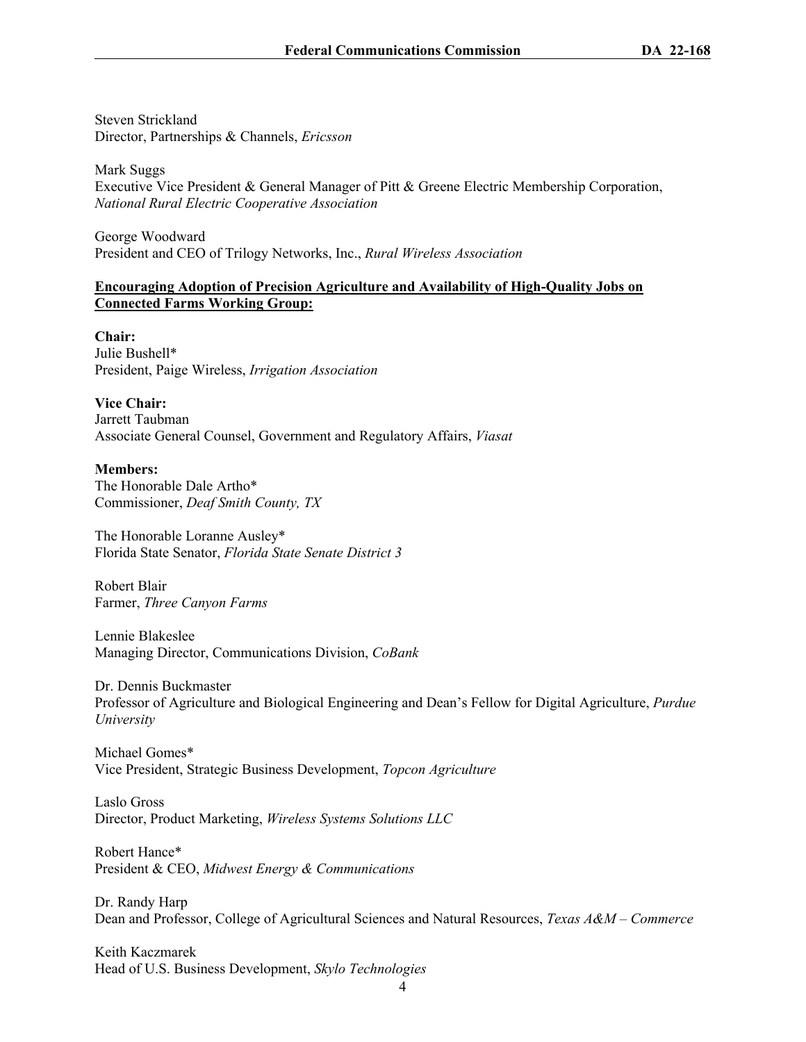Steven Strickland
Director, Partnerships & Channels, *Ericsson*

Mark Suggs
Executive Vice President & General Manager of Pitt & Greene Electric Membership Corporation, *National Rural Electric Cooperative Association*

George Woodward
President and CEO of Trilogy Networks, Inc., *Rural Wireless Association*

**Encouraging Adoption of Precision Agriculture and Availability of High-Quality Jobs on Connected Farms Working Group:**

**Chair:**
Julie Bushell*
President, Paige Wireless, *Irrigation Association*

**Vice Chair:**
Jarrett Taubman
Associate General Counsel, Government and Regulatory Affairs, *Viasat*

**Members:**
The Honorable Dale Artho*
Commissioner, *Deaf Smith County, TX*

The Honorable Loranne Ausley*
Florida State Senator, *Florida State Senate District 3*

Robert Blair
Farmer, *Three Canyon Farms*

Lennie Blakeslee
Managing Director, Communications Division, *CoBank*

Dr. Dennis Buckmaster
Professor of Agriculture and Biological Engineering and Dean's Fellow for Digital Agriculture, *Purdue University*

Michael Gomes*
Vice President, Strategic Business Development, *Topcon Agriculture*

Laslo Gross
Director, Product Marketing, *Wireless Systems Solutions LLC*

Robert Hance*
President & CEO, *Midwest Energy & Communications*

Dr. Randy Harp
Dean and Professor, College of Agricultural Sciences and Natural Resources, *Texas A&M – Commerce*

Keith Kaczmarek
Head of U.S. Business Development, *Skylo Technologies*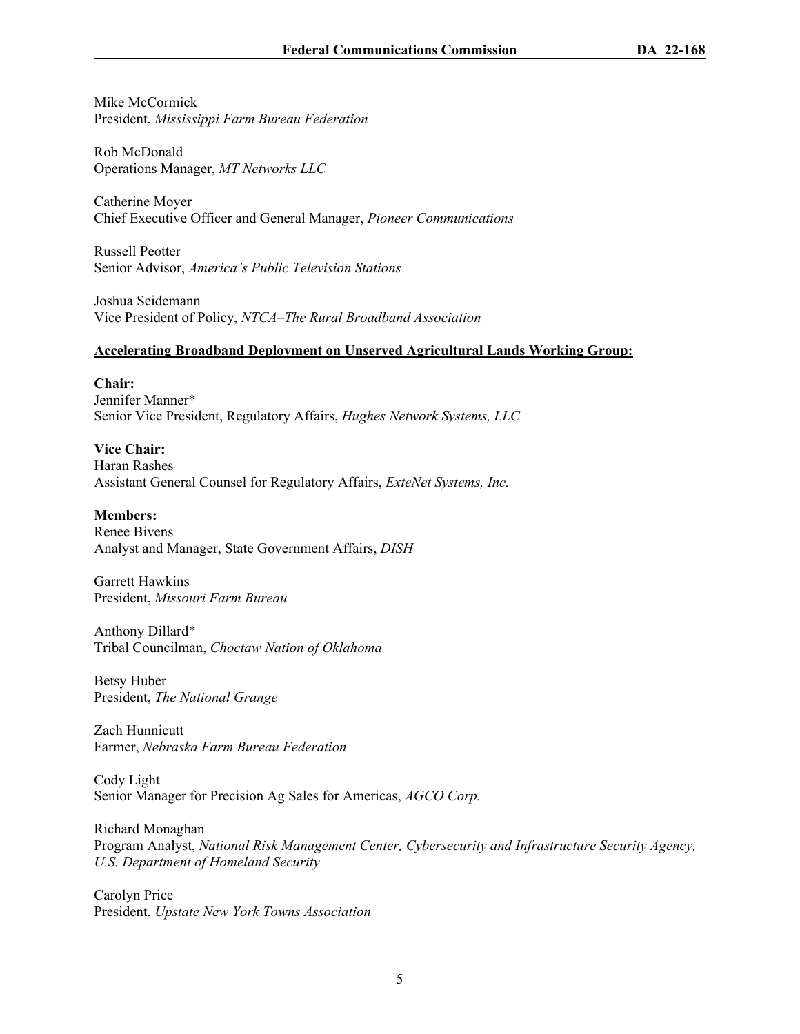Mike McCormick
President, *Mississippi Farm Bureau Federation*

Rob McDonald
Operations Manager, *MT Networks LLC*

Catherine Moyer
Chief Executive Officer and General Manager, *Pioneer Communications*

Russell Peotter
Senior Advisor, *America's Public Television Stations*

Joshua Seidemann
Vice President of Policy, *NTCA–The Rural Broadband Association*

**Accelerating Broadband Deployment on Unserved Agricultural Lands Working Group:**

**Chair:**
Jennifer Manner*
Senior Vice President, Regulatory Affairs, *Hughes Network Systems, LLC*

**Vice Chair:**
Haran Rashes
Assistant General Counsel for Regulatory Affairs, *ExteNet Systems, Inc.*

**Members:**
Renee Bivens
Analyst and Manager, State Government Affairs, *DISH*

Garrett Hawkins
President, *Missouri Farm Bureau*

Anthony Dillard*
Tribal Councilman, *Choctaw Nation of Oklahoma*

Betsy Huber
President, *The National Grange*

Zach Hunnicutt
Farmer, *Nebraska Farm Bureau Federation*

Cody Light
Senior Manager for Precision Ag Sales for Americas, *AGCO Corp.*

Richard Monaghan
Program Analyst, *National Risk Management Center, Cybersecurity and Infrastructure Security Agency, U.S. Department of Homeland Security*

Carolyn Price
President, *Upstate New York Towns Association*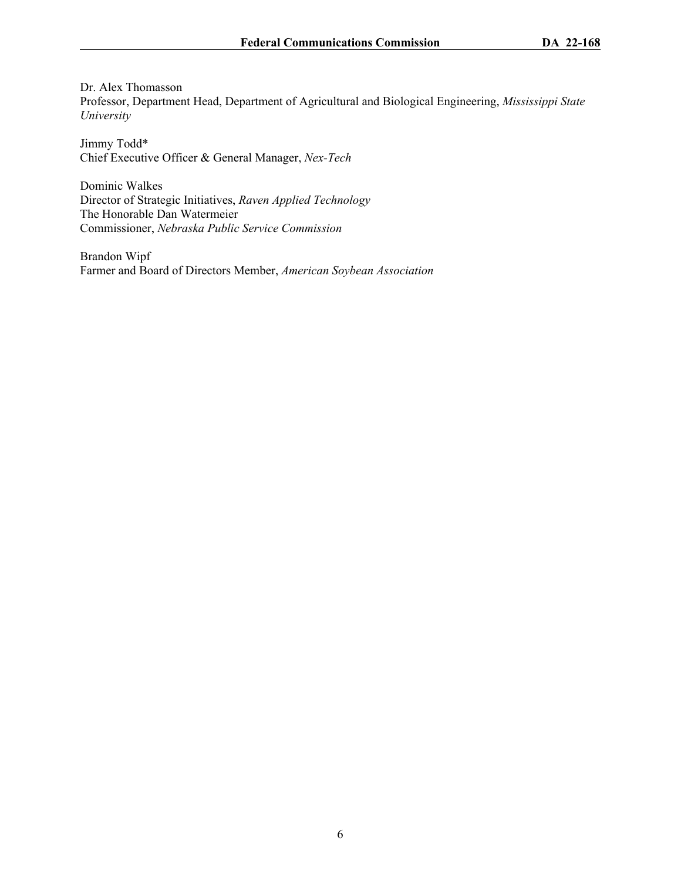Dr. Alex Thomasson
Professor, Department Head, Department of Agricultural and Biological Engineering, *Mississippi State University*

Jimmy Todd*
Chief Executive Officer & General Manager, *Nex-Tech*

Dominic Walkes
Director of Strategic Initiatives, *Raven Applied Technology*
The Honorable Dan Watermeier
Commissioner, *Nebraska Public Service Commission*

Brandon Wipf
Farmer and Board of Directors Member, *American Soybean Association*